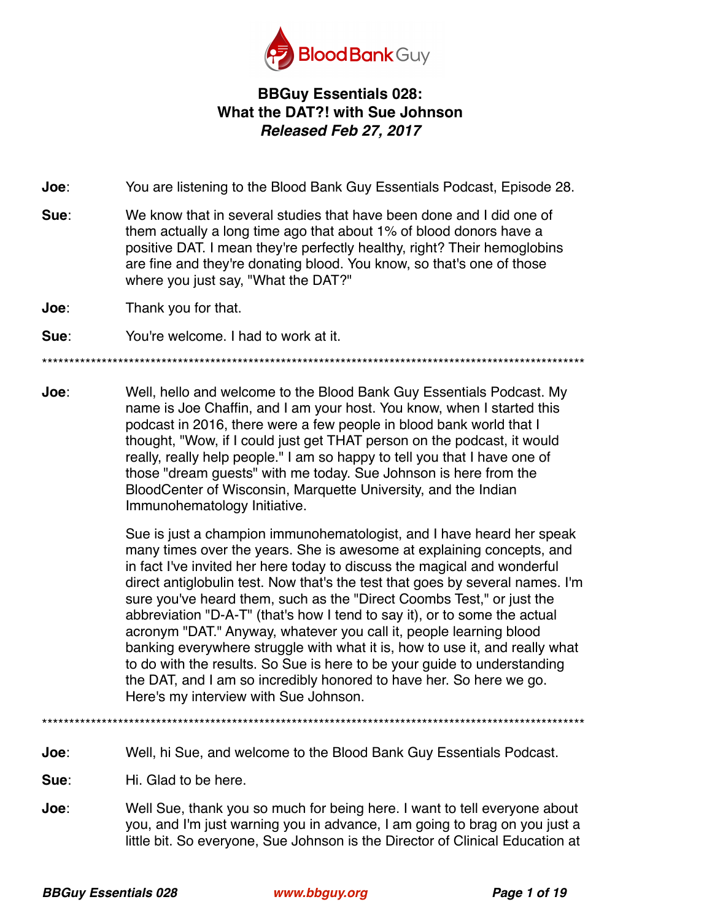# BBGuy Essentials 028: What the DAT?! with Sue Johnson

***Released Feb 27, 2017***

**Joe**: You are listening to the Blood Bank Guy Essentials Podcast, Episode 28.

**Sue**: We know that in several studies that have been done and I did one of them actually a long time ago that about 1% of blood donors have a positive DAT. I mean they're perfectly healthy, right? Their hemoglobins are fine and they're donating blood. You know, so that's one of those where you just say, "What the DAT?"

**Joe**: Thank you for that.

**Sue**: You're welcome. I had to work at it.

****************************************************************************************************

**Joe**: Well, hello and welcome to the Blood Bank Guy Essentials Podcast. My name is Joe Chaffin, and I am your host. You know, when I started this podcast in 2016, there were a few people in blood bank world that I thought, "Wow, if I could just get THAT person on the podcast, it would really, really help people." I am so happy to tell you that I have one of those "dream guests" with me today. Sue Johnson is here from the BloodCenter of Wisconsin, Marquette University, and the Indian Immunohematology Initiative.

Sue is just a champion immunohematologist, and I have heard her speak many times over the years. She is awesome at explaining concepts, and in fact I've invited her here today to discuss the magical and wonderful direct antiglobulin test. Now that's the test that goes by several names. I'm sure you've heard them, such as the "Direct Coombs Test," or just the abbreviation "D-A-T" (that's how I tend to say it), or to some the actual acronym "DAT." Anyway, whatever you call it, people learning blood banking everywhere struggle with what it is, how to use it, and really what to do with the results. So Sue is here to be your guide to understanding the DAT, and I am so incredibly honored to have her. So here we go. Here's my interview with Sue Johnson.

****************************************************************************************************

**Joe**: Well, hi Sue, and welcome to the Blood Bank Guy Essentials Podcast.

**Sue**: Hi. Glad to be here.

**Joe**: Well Sue, thank you so much for being here. I want to tell everyone about you, and I'm just warning you in advance, I am going to brag on you just a little bit. So everyone, Sue Johnson is the Director of Clinical Education at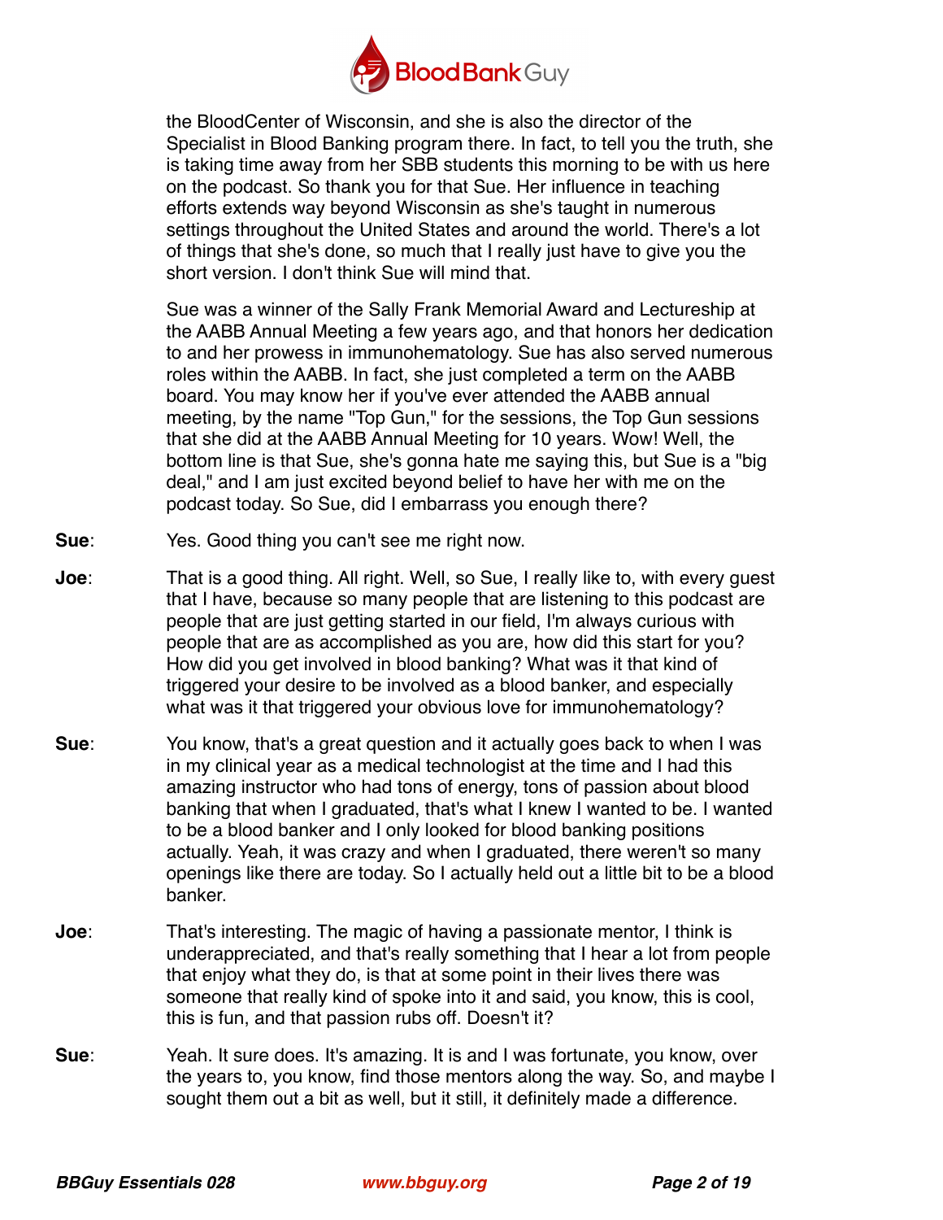the BloodCenter of Wisconsin, and she is also the director of the Specialist in Blood Banking program there. In fact, to tell you the truth, she is taking time away from her SBB students this morning to be with us here on the podcast. So thank you for that Sue. Her influence in teaching efforts extends way beyond Wisconsin as she's taught in numerous settings throughout the United States and around the world. There's a lot of things that she's done, so much that I really just have to give you the short version. I don't think Sue will mind that.

Sue was a winner of the Sally Frank Memorial Award and Lectureship at the AABB Annual Meeting a few years ago, and that honors her dedication to and her prowess in immunohematology. Sue has also served numerous roles within the AABB. In fact, she just completed a term on the AABB board. You may know her if you've ever attended the AABB annual meeting, by the name "Top Gun," for the sessions, the Top Gun sessions that she did at the AABB Annual Meeting for 10 years. Wow! Well, the bottom line is that Sue, she's gonna hate me saying this, but Sue is a "big deal," and I am just excited beyond belief to have her with me on the podcast today. So Sue, did I embarrass you enough there?

**Sue**: Yes. Good thing you can't see me right now.

**Joe**: That is a good thing. All right. Well, so Sue, I really like to, with every guest that I have, because so many people that are listening to this podcast are people that are just getting started in our field, I'm always curious with people that are as accomplished as you are, how did this start for you? How did you get involved in blood banking? What was it that kind of triggered your desire to be involved as a blood banker, and especially what was it that triggered your obvious love for immunohematology?

**Sue**: You know, that's a great question and it actually goes back to when I was in my clinical year as a medical technologist at the time and I had this amazing instructor who had tons of energy, tons of passion about blood banking that when I graduated, that's what I knew I wanted to be. I wanted to be a blood banker and I only looked for blood banking positions actually. Yeah, it was crazy and when I graduated, there weren't so many openings like there are today. So I actually held out a little bit to be a blood banker.

**Joe**: That's interesting. The magic of having a passionate mentor, I think is underappreciated, and that's really something that I hear a lot from people that enjoy what they do, is that at some point in their lives there was someone that really kind of spoke into it and said, you know, this is cool, this is fun, and that passion rubs off. Doesn't it?

**Sue**: Yeah. It sure does. It's amazing. It is and I was fortunate, you know, over the years to, you know, find those mentors along the way. So, and maybe I sought them out a bit as well, but it still, it definitely made a difference.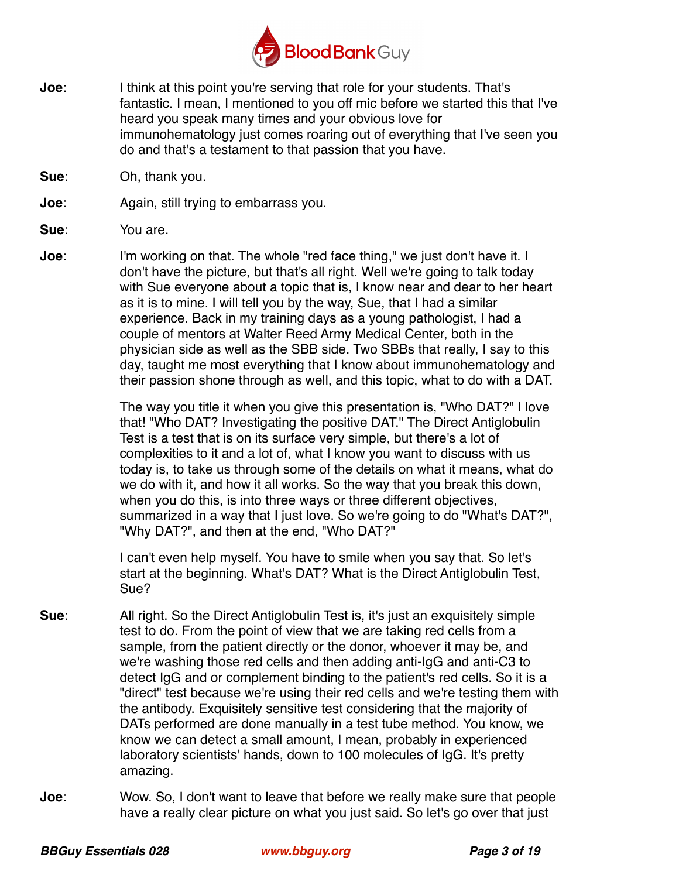**Joe**: I think at this point you're serving that role for your students. That's fantastic. I mean, I mentioned to you off mic before we started this that I've heard you speak many times and your obvious love for immunohematology just comes roaring out of everything that I've seen you do and that's a testament to that passion that you have.

**Sue**: Oh, thank you.

**Joe**: Again, still trying to embarrass you.

**Sue**: You are.

**Joe**: I'm working on that. The whole "red face thing," we just don't have it. I don't have the picture, but that's all right. Well we're going to talk today with Sue everyone about a topic that is, I know near and dear to her heart as it is to mine. I will tell you by the way, Sue, that I had a similar experience. Back in my training days as a young pathologist, I had a couple of mentors at Walter Reed Army Medical Center, both in the physician side as well as the SBB side. Two SBBs that really, I say to this day, taught me most everything that I know about immunohematology and their passion shone through as well, and this topic, what to do with a DAT.

The way you title it when you give this presentation is, "Who DAT?" I love that! "Who DAT? Investigating the positive DAT." The Direct Antiglobulin Test is a test that is on its surface very simple, but there's a lot of complexities to it and a lot of, what I know you want to discuss with us today is, to take us through some of the details on what it means, what do we do with it, and how it all works. So the way that you break this down, when you do this, is into three ways or three different objectives, summarized in a way that I just love. So we're going to do "What's DAT?", "Why DAT?", and then at the end, "Who DAT?"

I can't even help myself. You have to smile when you say that. So let's start at the beginning. What's DAT? What is the Direct Antiglobulin Test, Sue?

**Sue**: All right. So the Direct Antiglobulin Test is, it's just an exquisitely simple test to do. From the point of view that we are taking red cells from a sample, from the patient directly or the donor, whoever it may be, and we're washing those red cells and then adding anti-IgG and anti-C3 to detect IgG and or complement binding to the patient's red cells. So it is a "direct" test because we're using their red cells and we're testing them with the antibody. Exquisitely sensitive test considering that the majority of DATs performed are done manually in a test tube method. You know, we know we can detect a small amount, I mean, probably in experienced laboratory scientists' hands, down to 100 molecules of IgG. It's pretty amazing.

**Joe**: Wow. So, I don't want to leave that before we really make sure that people have a really clear picture on what you just said. So let's go over that just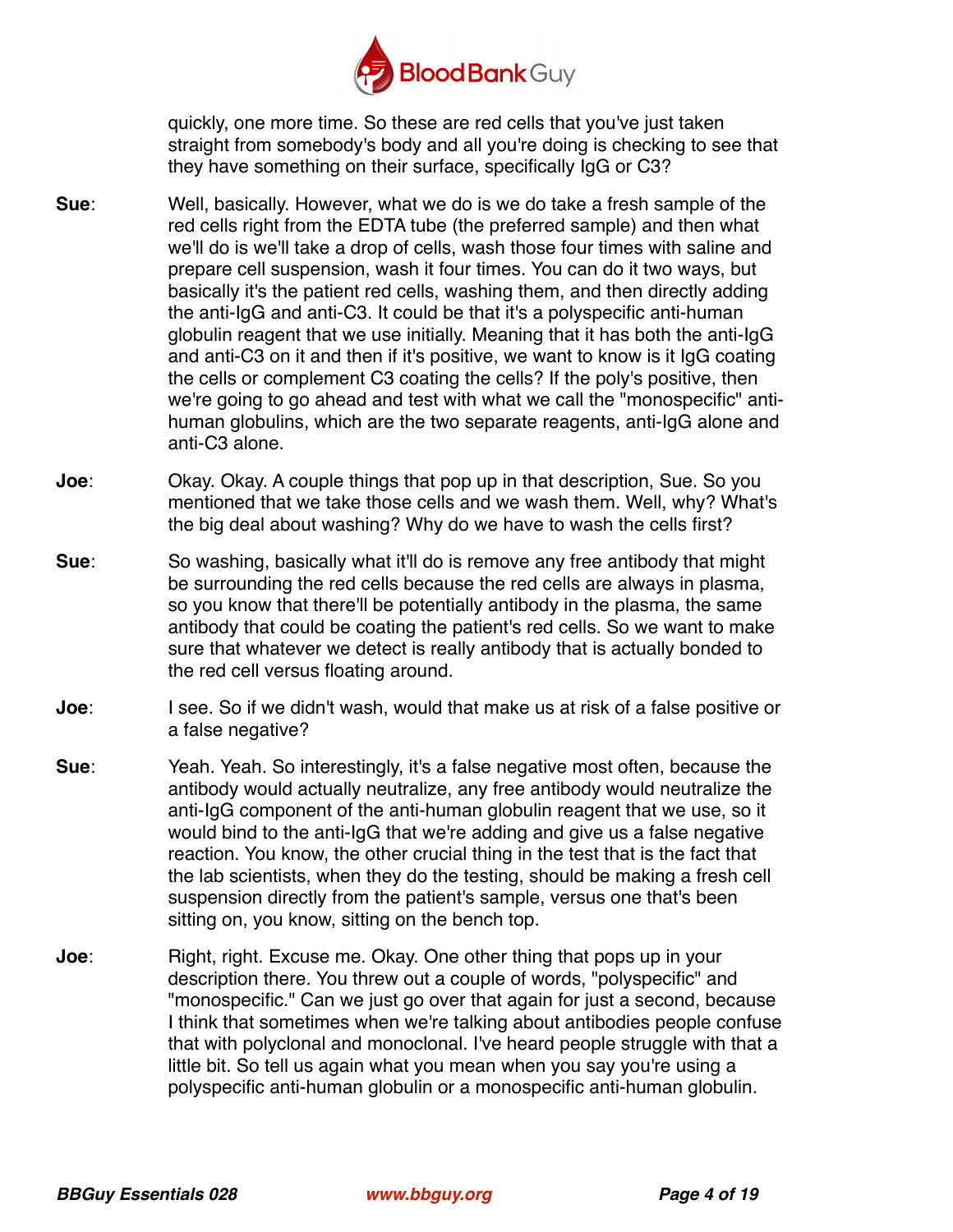quickly, one more time. So these are red cells that you've just taken straight from somebody's body and all you're doing is checking to see that they have something on their surface, specifically IgG or C3?

**Sue**: Well, basically. However, what we do is we do take a fresh sample of the red cells right from the EDTA tube (the preferred sample) and then what we'll do is we'll take a drop of cells, wash those four times with saline and prepare cell suspension, wash it four times. You can do it two ways, but basically it's the patient red cells, washing them, and then directly adding the anti-IgG and anti-C3. It could be that it's a polyspecific anti-human globulin reagent that we use initially. Meaning that it has both the anti-IgG and anti-C3 on it and then if it's positive, we want to know is it IgG coating the cells or complement C3 coating the cells? If the poly's positive, then we're going to go ahead and test with what we call the "monospecific" anti-human globulins, which are the two separate reagents, anti-IgG alone and anti-C3 alone.

**Joe**: Okay. Okay. A couple things that pop up in that description, Sue. So you mentioned that we take those cells and we wash them. Well, why? What's the big deal about washing? Why do we have to wash the cells first?

**Sue**: So washing, basically what it'll do is remove any free antibody that might be surrounding the red cells because the red cells are always in plasma, so you know that there'll be potentially antibody in the plasma, the same antibody that could be coating the patient's red cells. So we want to make sure that whatever we detect is really antibody that is actually bonded to the red cell versus floating around.

**Joe**: I see. So if we didn't wash, would that make us at risk of a false positive or a false negative?

**Sue**: Yeah. Yeah. So interestingly, it's a false negative most often, because the antibody would actually neutralize, any free antibody would neutralize the anti-IgG component of the anti-human globulin reagent that we use, so it would bind to the anti-IgG that we're adding and give us a false negative reaction. You know, the other crucial thing in the test that is the fact that the lab scientists, when they do the testing, should be making a fresh cell suspension directly from the patient's sample, versus one that's been sitting on, you know, sitting on the bench top.

**Joe**: Right, right. Excuse me. Okay. One other thing that pops up in your description there. You threw out a couple of words, "polyspecific" and "monospecific." Can we just go over that again for just a second, because I think that sometimes when we're talking about antibodies people confuse that with polyclonal and monoclonal. I've heard people struggle with that a little bit. So tell us again what you mean when you say you're using a polyspecific anti-human globulin or a monospecific anti-human globulin.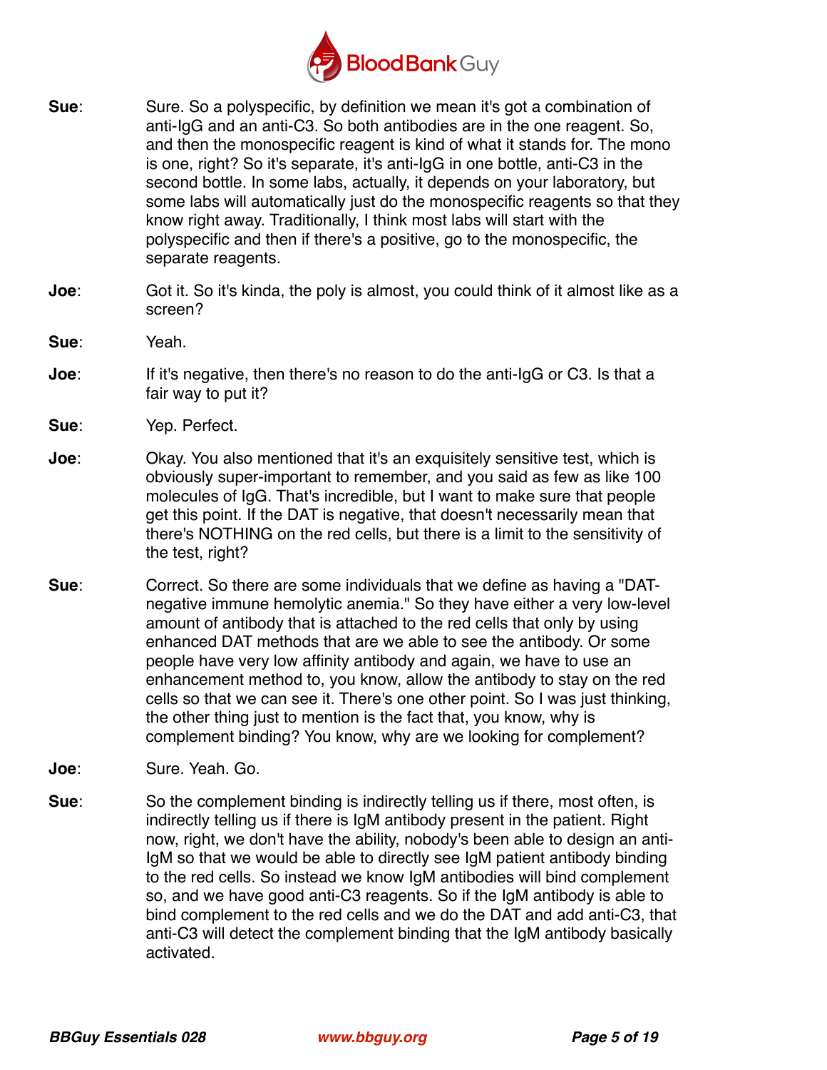**Sue**: Sure. So a polyspecific, by definition we mean it's got a combination of anti-IgG and an anti-C3. So both antibodies are in the one reagent. So, and then the monospecific reagent is kind of what it stands for. The mono is one, right? So it's separate, it's anti-IgG in one bottle, anti-C3 in the second bottle. In some labs, actually, it depends on your laboratory, but some labs will automatically just do the monospecific reagents so that they know right away. Traditionally, I think most labs will start with the polyspecific and then if there's a positive, go to the monospecific, the separate reagents.

**Joe**: Got it. So it's kinda, the poly is almost, you could think of it almost like as a screen?

**Sue**: Yeah.

**Joe**: If it's negative, then there's no reason to do the anti-IgG or C3. Is that a fair way to put it?

**Sue**: Yep. Perfect.

**Joe**: Okay. You also mentioned that it's an exquisitely sensitive test, which is obviously super-important to remember, and you said as few as like 100 molecules of IgG. That's incredible, but I want to make sure that people get this point. If the DAT is negative, that doesn't necessarily mean that there's NOTHING on the red cells, but there is a limit to the sensitivity of the test, right?

**Sue**: Correct. So there are some individuals that we define as having a "DAT-negative immune hemolytic anemia." So they have either a very low-level amount of antibody that is attached to the red cells that only by using enhanced DAT methods that are we able to see the antibody. Or some people have very low affinity antibody and again, we have to use an enhancement method to, you know, allow the antibody to stay on the red cells so that we can see it. There's one other point. So I was just thinking, the other thing just to mention is the fact that, you know, why is complement binding? You know, why are we looking for complement?

**Joe**: Sure. Yeah. Go.

**Sue**: So the complement binding is indirectly telling us if there, most often, is indirectly telling us if there is IgM antibody present in the patient. Right now, right, we don't have the ability, nobody's been able to design an anti-IgM so that we would be able to directly see IgM patient antibody binding to the red cells. So instead we know IgM antibodies will bind complement so, and we have good anti-C3 reagents. So if the IgM antibody is able to bind complement to the red cells and we do the DAT and add anti-C3, that anti-C3 will detect the complement binding that the IgM antibody basically activated.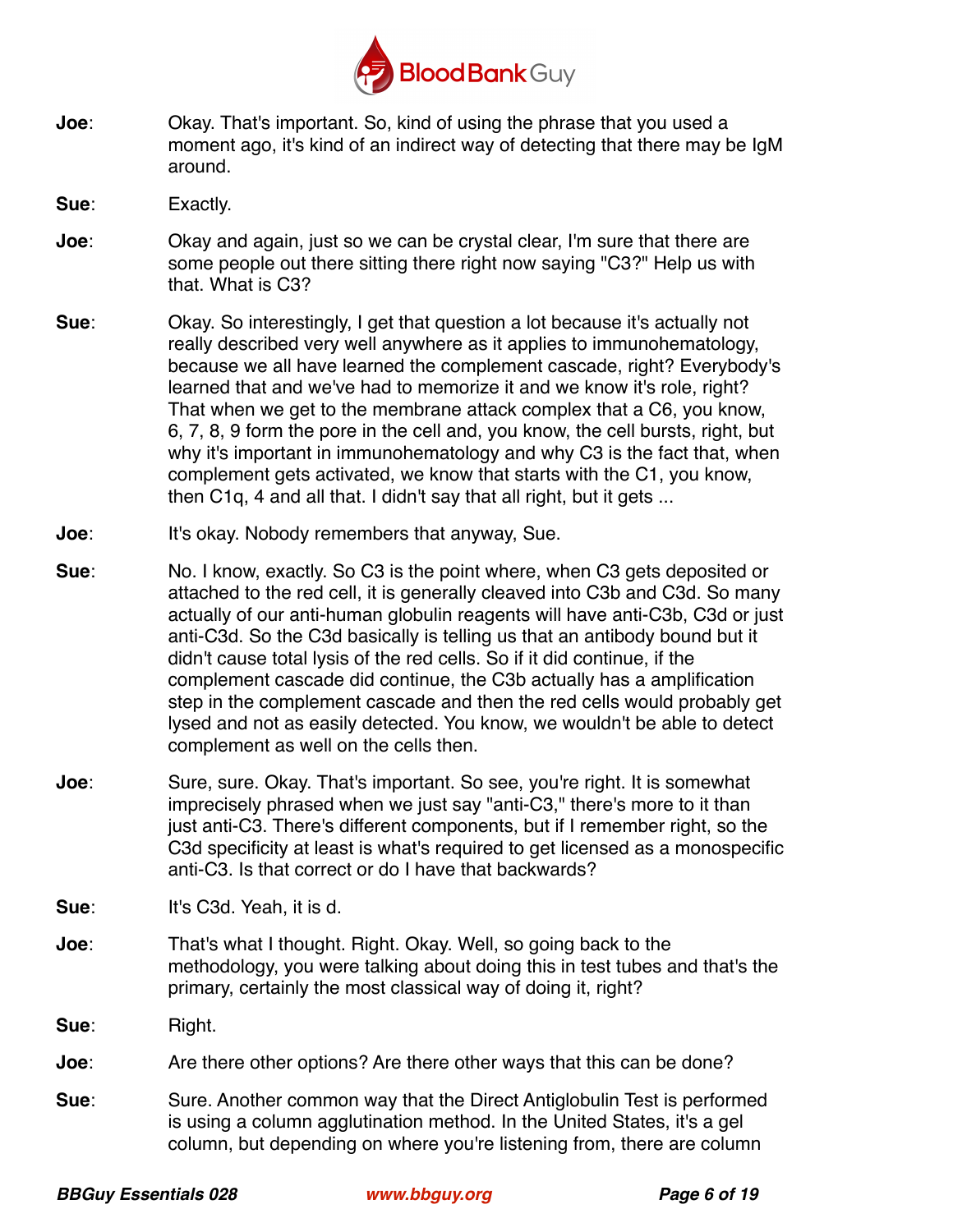**Joe**: Okay. That's important. So, kind of using the phrase that you used a moment ago, it's kind of an indirect way of detecting that there may be IgM around.

**Sue**: Exactly.

**Joe**: Okay and again, just so we can be crystal clear, I'm sure that there are some people out there sitting there right now saying "C3?" Help us with that. What is C3?

**Sue**: Okay. So interestingly, I get that question a lot because it's actually not really described very well anywhere as it applies to immunohematology, because we all have learned the complement cascade, right? Everybody's learned that and we've had to memorize it and we know it's role, right? That when we get to the membrane attack complex that a C6, you know, 6, 7, 8, 9 form the pore in the cell and, you know, the cell bursts, right, but why it's important in immunohematology and why C3 is the fact that, when complement gets activated, we know that starts with the C1, you know, then C1q, 4 and all that. I didn't say that all right, but it gets ...

**Joe**: It's okay. Nobody remembers that anyway, Sue.

**Sue**: No. I know, exactly. So C3 is the point where, when C3 gets deposited or attached to the red cell, it is generally cleaved into C3b and C3d. So many actually of our anti-human globulin reagents will have anti-C3b, C3d or just anti-C3d. So the C3d basically is telling us that an antibody bound but it didn't cause total lysis of the red cells. So if it did continue, if the complement cascade did continue, the C3b actually has a amplification step in the complement cascade and then the red cells would probably get lysed and not as easily detected. You know, we wouldn't be able to detect complement as well on the cells then.

**Joe**: Sure, sure. Okay. That's important. So see, you're right. It is somewhat imprecisely phrased when we just say "anti-C3," there's more to it than just anti-C3. There's different components, but if I remember right, so the C3d specificity at least is what's required to get licensed as a monospecific anti-C3. Is that correct or do I have that backwards?

**Sue**: It's C3d. Yeah, it is d.

**Joe**: That's what I thought. Right. Okay. Well, so going back to the methodology, you were talking about doing this in test tubes and that's the primary, certainly the most classical way of doing it, right?

**Sue**: Right.

**Joe**: Are there other options? Are there other ways that this can be done?

**Sue**: Sure. Another common way that the Direct Antiglobulin Test is performed is using a column agglutination method. In the United States, it's a gel column, but depending on where you're listening from, there are column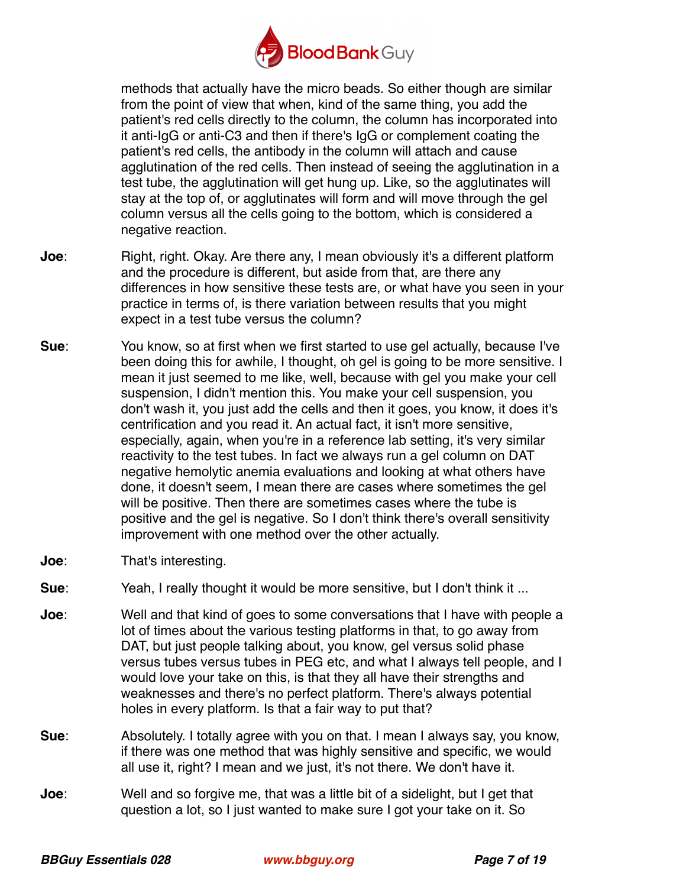methods that actually have the micro beads. So either though are similar from the point of view that when, kind of the same thing, you add the patient's red cells directly to the column, the column has incorporated into it anti-IgG or anti-C3 and then if there's IgG or complement coating the patient's red cells, the antibody in the column will attach and cause agglutination of the red cells. Then instead of seeing the agglutination in a test tube, the agglutination will get hung up. Like, so the agglutinates will stay at the top of, or agglutinates will form and will move through the gel column versus all the cells going to the bottom, which is considered a negative reaction.

**Joe**: Right, right. Okay. Are there any, I mean obviously it's a different platform and the procedure is different, but aside from that, are there any differences in how sensitive these tests are, or what have you seen in your practice in terms of, is there variation between results that you might expect in a test tube versus the column?

**Sue**: You know, so at first when we first started to use gel actually, because I've been doing this for awhile, I thought, oh gel is going to be more sensitive. I mean it just seemed to me like, well, because with gel you make your cell suspension, I didn't mention this. You make your cell suspension, you don't wash it, you just add the cells and then it goes, you know, it does it's centrification and you read it. An actual fact, it isn't more sensitive, especially, again, when you're in a reference lab setting, it's very similar reactivity to the test tubes. In fact we always run a gel column on DAT negative hemolytic anemia evaluations and looking at what others have done, it doesn't seem, I mean there are cases where sometimes the gel will be positive. Then there are sometimes cases where the tube is positive and the gel is negative. So I don't think there's overall sensitivity improvement with one method over the other actually.

**Joe**: That's interesting.

**Sue**: Yeah, I really thought it would be more sensitive, but I don't think it ...

**Joe**: Well and that kind of goes to some conversations that I have with people a lot of times about the various testing platforms in that, to go away from DAT, but just people talking about, you know, gel versus solid phase versus tubes versus tubes in PEG etc, and what I always tell people, and I would love your take on this, is that they all have their strengths and weaknesses and there's no perfect platform. There's always potential holes in every platform. Is that a fair way to put that?

**Sue**: Absolutely. I totally agree with you on that. I mean I always say, you know, if there was one method that was highly sensitive and specific, we would all use it, right? I mean and we just, it's not there. We don't have it.

**Joe**: Well and so forgive me, that was a little bit of a sidelight, but I get that question a lot, so I just wanted to make sure I got your take on it. So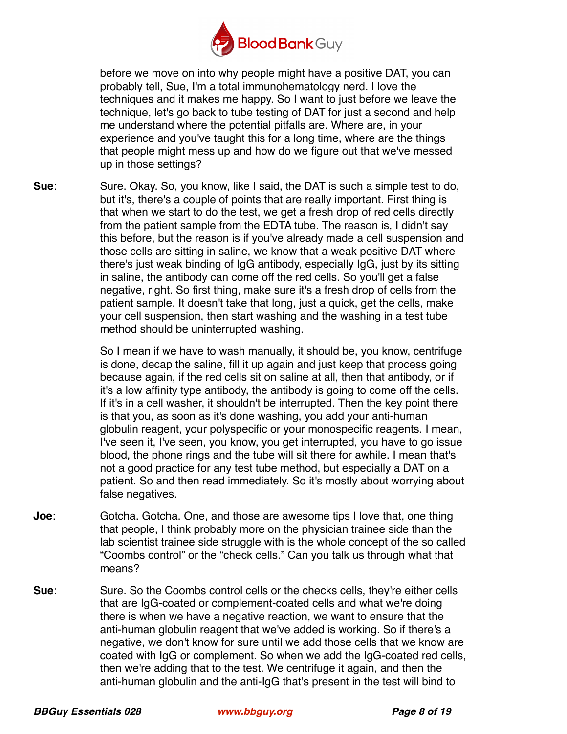before we move on into why people might have a positive DAT, you can probably tell, Sue, I'm a total immunohematology nerd. I love the techniques and it makes me happy. So I want to just before we leave the technique, let's go back to tube testing of DAT for just a second and help me understand where the potential pitfalls are. Where are, in your experience and you've taught this for a long time, where are the things that people might mess up and how do we figure out that we've messed up in those settings?

**Sue**: Sure. Okay. So, you know, like I said, the DAT is such a simple test to do, but it's, there's a couple of points that are really important. First thing is that when we start to do the test, we get a fresh drop of red cells directly from the patient sample from the EDTA tube. The reason is, I didn't say this before, but the reason is if you've already made a cell suspension and those cells are sitting in saline, we know that a weak positive DAT where there's just weak binding of IgG antibody, especially IgG, just by its sitting in saline, the antibody can come off the red cells. So you'll get a false negative, right. So first thing, make sure it's a fresh drop of cells from the patient sample. It doesn't take that long, just a quick, get the cells, make your cell suspension, then start washing and the washing in a test tube method should be uninterrupted washing.

So I mean if we have to wash manually, it should be, you know, centrifuge is done, decap the saline, fill it up again and just keep that process going because again, if the red cells sit on saline at all, then that antibody, or if it's a low affinity type antibody, the antibody is going to come off the cells. If it's in a cell washer, it shouldn't be interrupted. Then the key point there is that you, as soon as it's done washing, you add your anti-human globulin reagent, your polyspecific or your monospecific reagents. I mean, I've seen it, I've seen, you know, you get interrupted, you have to go issue blood, the phone rings and the tube will sit there for awhile. I mean that's not a good practice for any test tube method, but especially a DAT on a patient. So and then read immediately. So it's mostly about worrying about false negatives.

**Joe**: Gotcha. Gotcha. One, and those are awesome tips I love that, one thing that people, I think probably more on the physician trainee side than the lab scientist trainee side struggle with is the whole concept of the so called "Coombs control" or the "check cells." Can you talk us through what that means?

**Sue**: Sure. So the Coombs control cells or the checks cells, they're either cells that are IgG-coated or complement-coated cells and what we're doing there is when we have a negative reaction, we want to ensure that the anti-human globulin reagent that we've added is working. So if there's a negative, we don't know for sure until we add those cells that we know are coated with IgG or complement. So when we add the IgG-coated red cells, then we're adding that to the test. We centrifuge it again, and then the anti-human globulin and the anti-IgG that's present in the test will bind to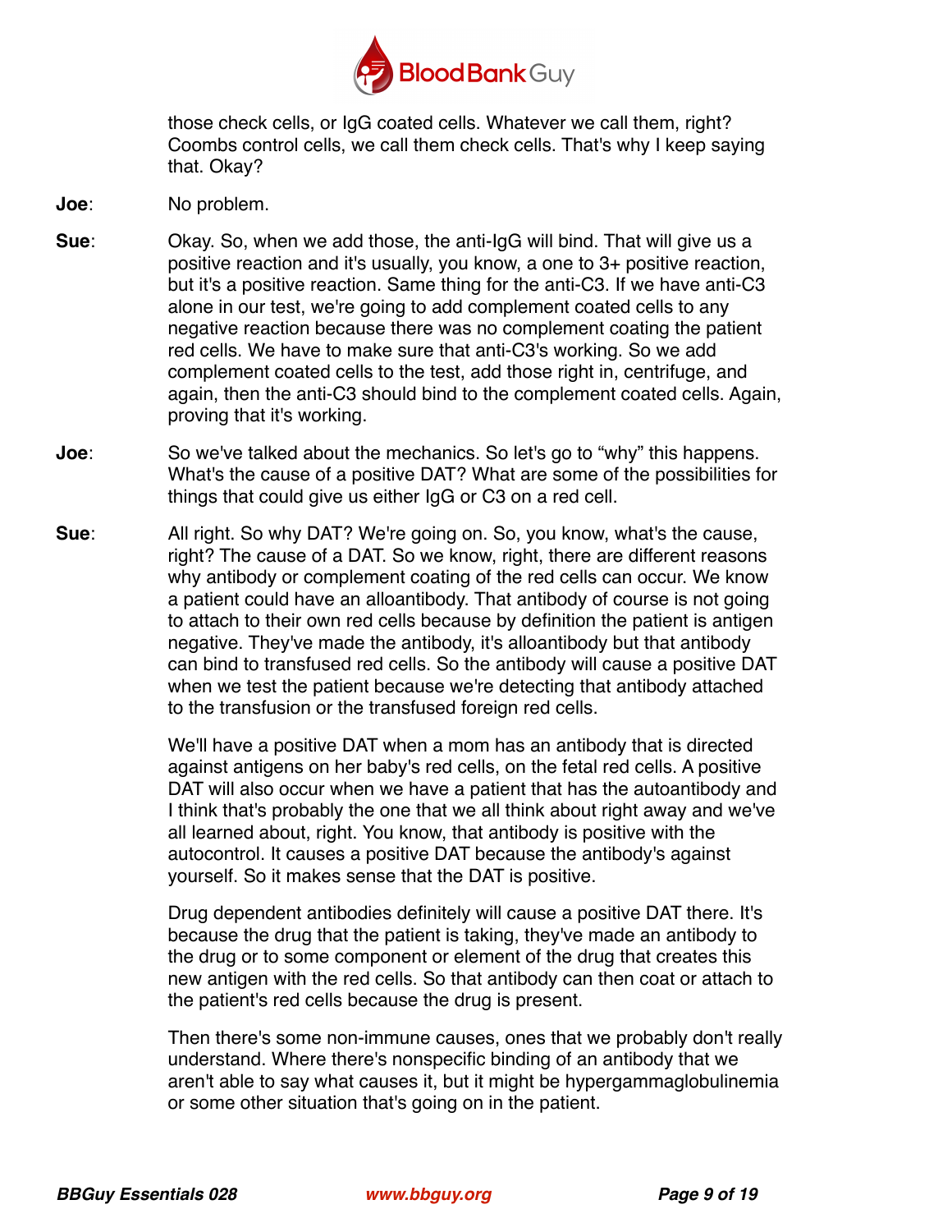those check cells, or IgG coated cells. Whatever we call them, right? Coombs control cells, we call them check cells. That's why I keep saying that. Okay?

**Joe**: No problem.

**Sue**: Okay. So, when we add those, the anti-IgG will bind. That will give us a positive reaction and it's usually, you know, a one to 3+ positive reaction, but it's a positive reaction. Same thing for the anti-C3. If we have anti-C3 alone in our test, we're going to add complement coated cells to any negative reaction because there was no complement coating the patient red cells. We have to make sure that anti-C3's working. So we add complement coated cells to the test, add those right in, centrifuge, and again, then the anti-C3 should bind to the complement coated cells. Again, proving that it's working.

**Joe**: So we've talked about the mechanics. So let's go to "why" this happens. What's the cause of a positive DAT? What are some of the possibilities for things that could give us either IgG or C3 on a red cell.

**Sue**: All right. So why DAT? We're going on. So, you know, what's the cause, right? The cause of a DAT. So we know, right, there are different reasons why antibody or complement coating of the red cells can occur. We know a patient could have an alloantibody. That antibody of course is not going to attach to their own red cells because by definition the patient is antigen negative. They've made the antibody, it's alloantibody but that antibody can bind to transfused red cells. So the antibody will cause a positive DAT when we test the patient because we're detecting that antibody attached to the transfusion or the transfused foreign red cells.

We'll have a positive DAT when a mom has an antibody that is directed against antigens on her baby's red cells, on the fetal red cells. A positive DAT will also occur when we have a patient that has the autoantibody and I think that's probably the one that we all think about right away and we've all learned about, right. You know, that antibody is positive with the autocontrol. It causes a positive DAT because the antibody's against yourself. So it makes sense that the DAT is positive.

Drug dependent antibodies definitely will cause a positive DAT there. It's because the drug that the patient is taking, they've made an antibody to the drug or to some component or element of the drug that creates this new antigen with the red cells. So that antibody can then coat or attach to the patient's red cells because the drug is present.

Then there's some non-immune causes, ones that we probably don't really understand. Where there's nonspecific binding of an antibody that we aren't able to say what causes it, but it might be hypergammaglobulinemia or some other situation that's going on in the patient.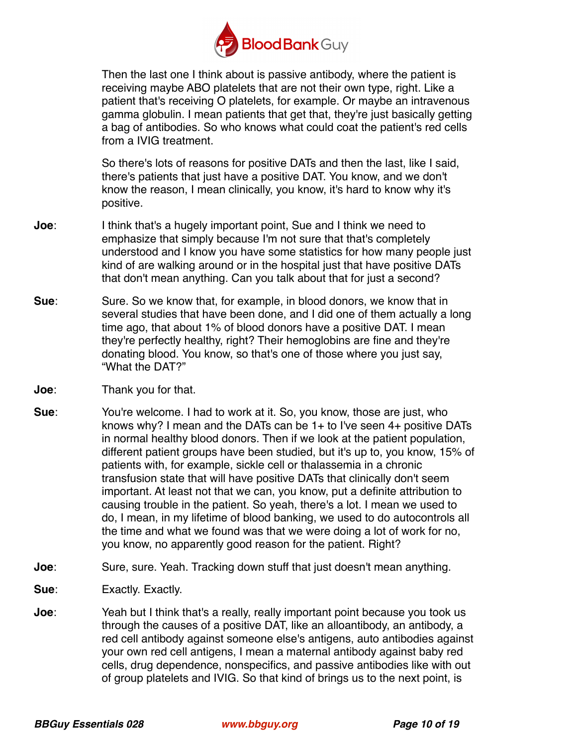Then the last one I think about is passive antibody, where the patient is receiving maybe ABO platelets that are not their own type, right. Like a patient that's receiving O platelets, for example. Or maybe an intravenous gamma globulin. I mean patients that get that, they're just basically getting a bag of antibodies. So who knows what could coat the patient's red cells from a IVIG treatment.

So there's lots of reasons for positive DATs and then the last, like I said, there's patients that just have a positive DAT. You know, and we don't know the reason, I mean clinically, you know, it's hard to know why it's positive.

**Joe**: I think that's a hugely important point, Sue and I think we need to emphasize that simply because I'm not sure that that's completely understood and I know you have some statistics for how many people just kind of are walking around or in the hospital just that have positive DATs that don't mean anything. Can you talk about that for just a second?

**Sue**: Sure. So we know that, for example, in blood donors, we know that in several studies that have been done, and I did one of them actually a long time ago, that about 1% of blood donors have a positive DAT. I mean they're perfectly healthy, right? Their hemoglobins are fine and they're donating blood. You know, so that's one of those where you just say, "What the DAT?"

**Joe**: Thank you for that.

**Sue**: You're welcome. I had to work at it. So, you know, those are just, who knows why? I mean and the DATs can be 1+ to I've seen 4+ positive DATs in normal healthy blood donors. Then if we look at the patient population, different patient groups have been studied, but it's up to, you know, 15% of patients with, for example, sickle cell or thalassemia in a chronic transfusion state that will have positive DATs that clinically don't seem important. At least not that we can, you know, put a definite attribution to causing trouble in the patient. So yeah, there's a lot. I mean we used to do, I mean, in my lifetime of blood banking, we used to do autocontrols all the time and what we found was that we were doing a lot of work for no, you know, no apparently good reason for the patient. Right?

**Joe**: Sure, sure. Yeah. Tracking down stuff that just doesn't mean anything.

**Sue**: Exactly. Exactly.

**Joe**: Yeah but I think that's a really, really important point because you took us through the causes of a positive DAT, like an alloantibody, an antibody, a red cell antibody against someone else's antigens, auto antibodies against your own red cell antigens, I mean a maternal antibody against baby red cells, drug dependence, nonspecifics, and passive antibodies like with out of group platelets and IVIG. So that kind of brings us to the next point, is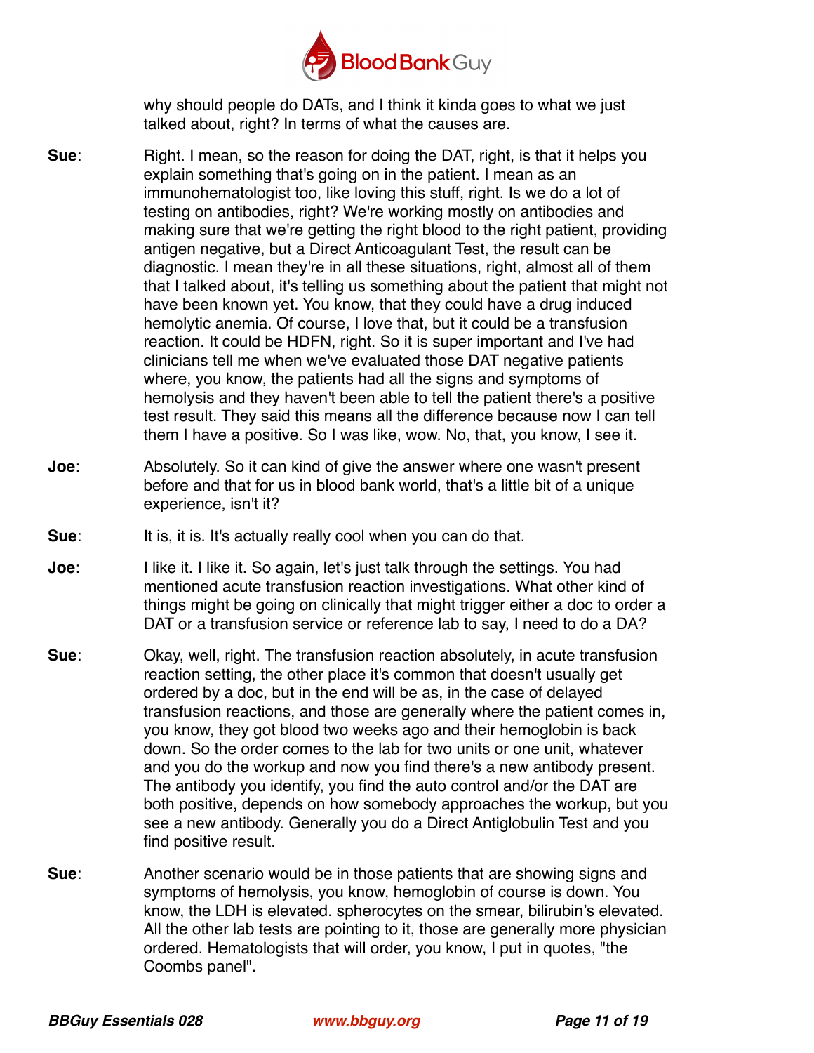why should people do DATs, and I think it kinda goes to what we just talked about, right? In terms of what the causes are.

**Sue**: Right. I mean, so the reason for doing the DAT, right, is that it helps you explain something that's going on in the patient. I mean as an immunohematologist too, like loving this stuff, right. Is we do a lot of testing on antibodies, right? We're working mostly on antibodies and making sure that we're getting the right blood to the right patient, providing antigen negative, but a Direct Anticoagulant Test, the result can be diagnostic. I mean they're in all these situations, right, almost all of them that I talked about, it's telling us something about the patient that might not have been known yet. You know, that they could have a drug induced hemolytic anemia. Of course, I love that, but it could be a transfusion reaction. It could be HDFN, right. So it is super important and I've had clinicians tell me when we've evaluated those DAT negative patients where, you know, the patients had all the signs and symptoms of hemolysis and they haven't been able to tell the patient there's a positive test result. They said this means all the difference because now I can tell them I have a positive. So I was like, wow. No, that, you know, I see it.

**Joe**: Absolutely. So it can kind of give the answer where one wasn't present before and that for us in blood bank world, that's a little bit of a unique experience, isn't it?

**Sue**: It is, it is. It's actually really cool when you can do that.

**Joe**: I like it. I like it. So again, let's just talk through the settings. You had mentioned acute transfusion reaction investigations. What other kind of things might be going on clinically that might trigger either a doc to order a DAT or a transfusion service or reference lab to say, I need to do a DA?

**Sue**: Okay, well, right. The transfusion reaction absolutely, in acute transfusion reaction setting, the other place it's common that doesn't usually get ordered by a doc, but in the end will be as, in the case of delayed transfusion reactions, and those are generally where the patient comes in, you know, they got blood two weeks ago and their hemoglobin is back down. So the order comes to the lab for two units or one unit, whatever and you do the workup and now you find there's a new antibody present. The antibody you identify, you find the auto control and/or the DAT are both positive, depends on how somebody approaches the workup, but you see a new antibody. Generally you do a Direct Antiglobulin Test and you find positive result.

**Sue**: Another scenario would be in those patients that are showing signs and symptoms of hemolysis, you know, hemoglobin of course is down. You know, the LDH is elevated. spherocytes on the smear, bilirubin's elevated. All the other lab tests are pointing to it, those are generally more physician ordered. Hematologists that will order, you know, I put in quotes, "the Coombs panel".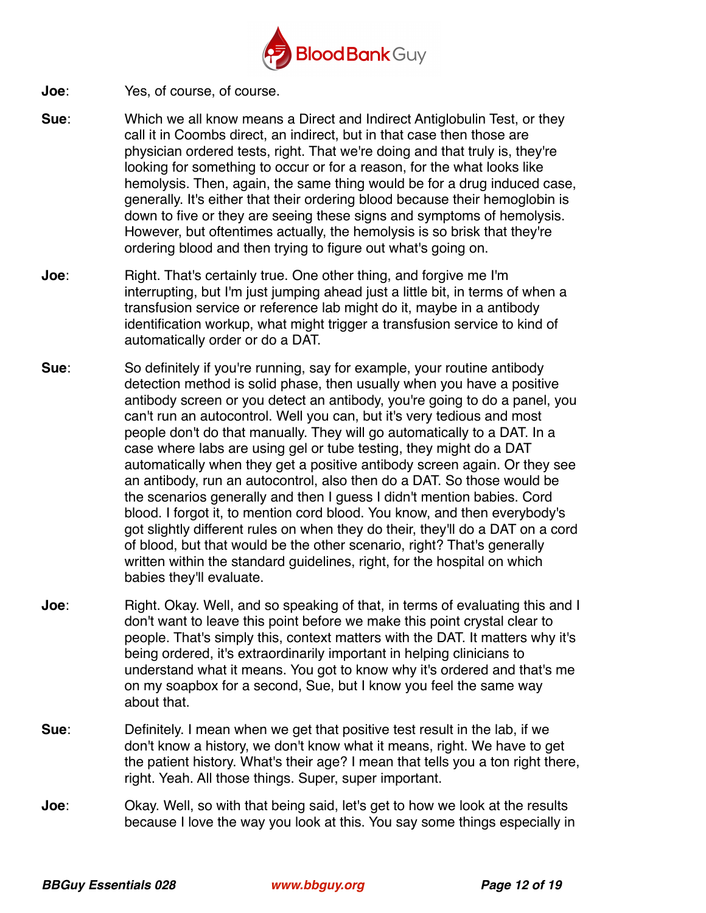**Joe**: Yes, of course, of course.

**Sue**: Which we all know means a Direct and Indirect Antiglobulin Test, or they call it in Coombs direct, an indirect, but in that case then those are physician ordered tests, right. That we're doing and that truly is, they're looking for something to occur or for a reason, for the what looks like hemolysis. Then, again, the same thing would be for a drug induced case, generally. It's either that their ordering blood because their hemoglobin is down to five or they are seeing these signs and symptoms of hemolysis. However, but oftentimes actually, the hemolysis is so brisk that they're ordering blood and then trying to figure out what's going on.

**Joe**: Right. That's certainly true. One other thing, and forgive me I'm interrupting, but I'm just jumping ahead just a little bit, in terms of when a transfusion service or reference lab might do it, maybe in a antibody identification workup, what might trigger a transfusion service to kind of automatically order or do a DAT.

**Sue**: So definitely if you're running, say for example, your routine antibody detection method is solid phase, then usually when you have a positive antibody screen or you detect an antibody, you're going to do a panel, you can't run an autocontrol. Well you can, but it's very tedious and most people don't do that manually. They will go automatically to a DAT. In a case where labs are using gel or tube testing, they might do a DAT automatically when they get a positive antibody screen again. Or they see an antibody, run an autocontrol, also then do a DAT. So those would be the scenarios generally and then I guess I didn't mention babies. Cord blood. I forgot it, to mention cord blood. You know, and then everybody's got slightly different rules on when they do their, they'll do a DAT on a cord of blood, but that would be the other scenario, right? That's generally written within the standard guidelines, right, for the hospital on which babies they'll evaluate.

**Joe**: Right. Okay. Well, and so speaking of that, in terms of evaluating this and I don't want to leave this point before we make this point crystal clear to people. That's simply this, context matters with the DAT. It matters why it's being ordered, it's extraordinarily important in helping clinicians to understand what it means. You got to know why it's ordered and that's me on my soapbox for a second, Sue, but I know you feel the same way about that.

**Sue**: Definitely. I mean when we get that positive test result in the lab, if we don't know a history, we don't know what it means, right. We have to get the patient history. What's their age? I mean that tells you a ton right there, right. Yeah. All those things. Super, super important.

**Joe**: Okay. Well, so with that being said, let's get to how we look at the results because I love the way you look at this. You say some things especially in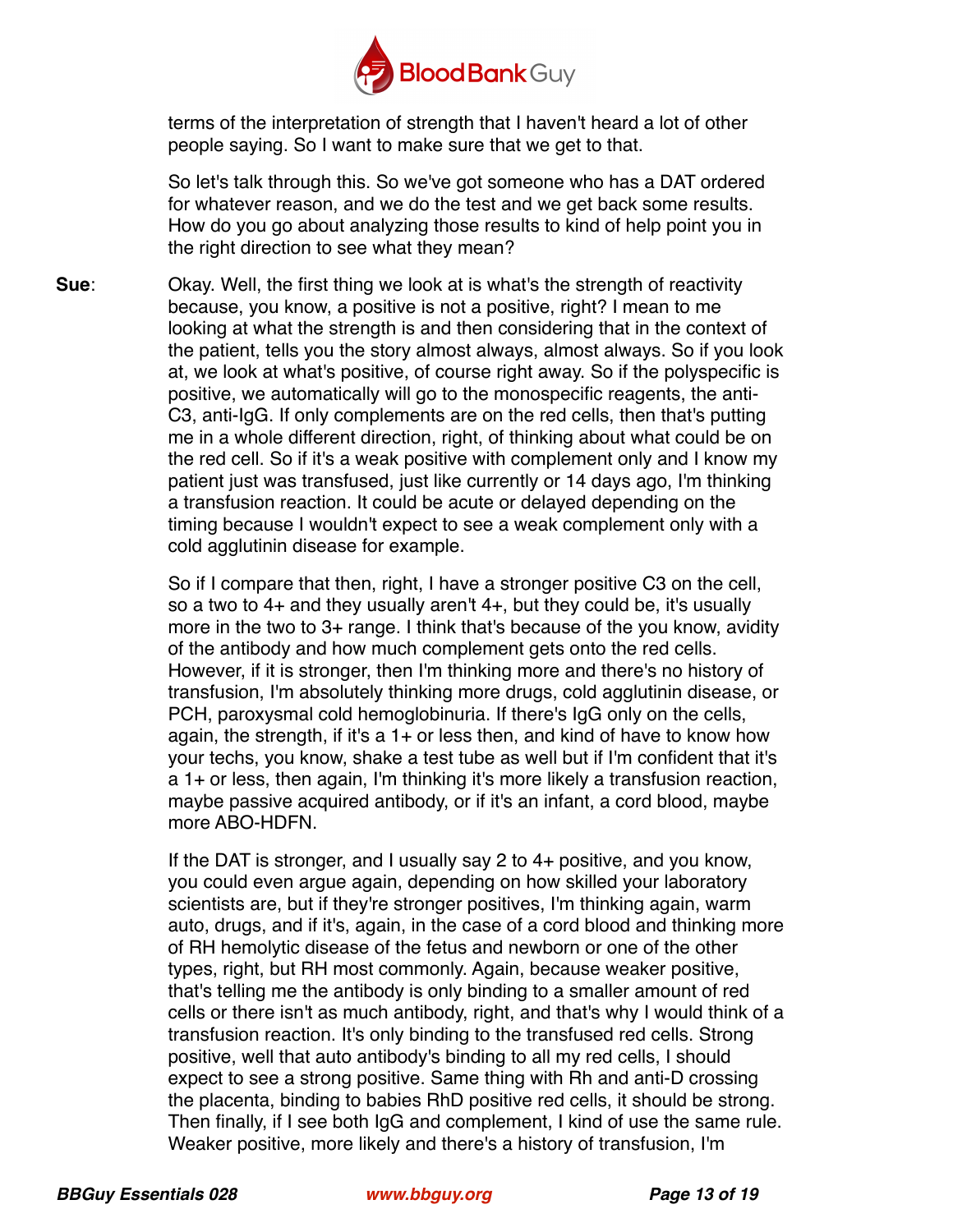terms of the interpretation of strength that I haven't heard a lot of other people saying. So I want to make sure that we get to that.

So let's talk through this. So we've got someone who has a DAT ordered for whatever reason, and we do the test and we get back some results. How do you go about analyzing those results to kind of help point you in the right direction to see what they mean?

**Sue**: Okay. Well, the first thing we look at is what's the strength of reactivity because, you know, a positive is not a positive, right? I mean to me looking at what the strength is and then considering that in the context of the patient, tells you the story almost always, almost always. So if you look at, we look at what's positive, of course right away. So if the polyspecific is positive, we automatically will go to the monospecific reagents, the anti-C3, anti-IgG. If only complements are on the red cells, then that's putting me in a whole different direction, right, of thinking about what could be on the red cell. So if it's a weak positive with complement only and I know my patient just was transfused, just like currently or 14 days ago, I'm thinking a transfusion reaction. It could be acute or delayed depending on the timing because I wouldn't expect to see a weak complement only with a cold agglutinin disease for example.

So if I compare that then, right, I have a stronger positive C3 on the cell, so a two to 4+ and they usually aren't 4+, but they could be, it's usually more in the two to 3+ range. I think that's because of the you know, avidity of the antibody and how much complement gets onto the red cells. However, if it is stronger, then I'm thinking more and there's no history of transfusion, I'm absolutely thinking more drugs, cold agglutinin disease, or PCH, paroxysmal cold hemoglobinuria. If there's IgG only on the cells, again, the strength, if it's a 1+ or less then, and kind of have to know how your techs, you know, shake a test tube as well but if I'm confident that it's a 1+ or less, then again, I'm thinking it's more likely a transfusion reaction, maybe passive acquired antibody, or if it's an infant, a cord blood, maybe more ABO-HDFN.

If the DAT is stronger, and I usually say 2 to 4+ positive, and you know, you could even argue again, depending on how skilled your laboratory scientists are, but if they're stronger positives, I'm thinking again, warm auto, drugs, and if it's, again, in the case of a cord blood and thinking more of RH hemolytic disease of the fetus and newborn or one of the other types, right, but RH most commonly. Again, because weaker positive, that's telling me the antibody is only binding to a smaller amount of red cells or there isn't as much antibody, right, and that's why I would think of a transfusion reaction. It's only binding to the transfused red cells. Strong positive, well that auto antibody's binding to all my red cells, I should expect to see a strong positive. Same thing with Rh and anti-D crossing the placenta, binding to babies RhD positive red cells, it should be strong. Then finally, if I see both IgG and complement, I kind of use the same rule. Weaker positive, more likely and there's a history of transfusion, I'm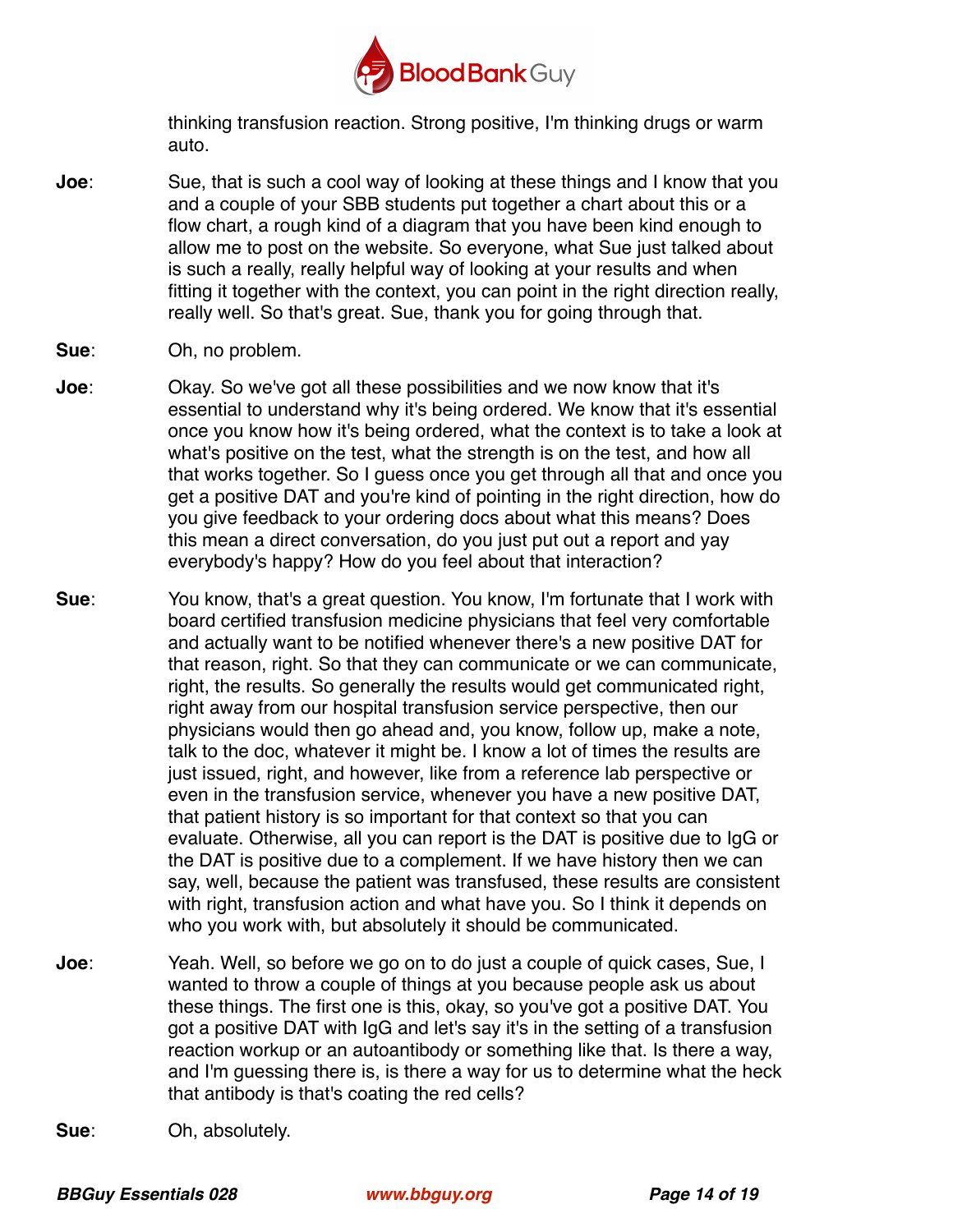thinking transfusion reaction. Strong positive, I'm thinking drugs or warm auto.

**Joe**: Sue, that is such a cool way of looking at these things and I know that you and a couple of your SBB students put together a chart about this or a flow chart, a rough kind of a diagram that you have been kind enough to allow me to post on the website. So everyone, what Sue just talked about is such a really, really helpful way of looking at your results and when fitting it together with the context, you can point in the right direction really, really well. So that's great. Sue, thank you for going through that.

**Sue**: Oh, no problem.

**Joe**: Okay. So we've got all these possibilities and we now know that it's essential to understand why it's being ordered. We know that it's essential once you know how it's being ordered, what the context is to take a look at what's positive on the test, what the strength is on the test, and how all that works together. So I guess once you get through all that and once you get a positive DAT and you're kind of pointing in the right direction, how do you give feedback to your ordering docs about what this means? Does this mean a direct conversation, do you just put out a report and yay everybody's happy? How do you feel about that interaction?

**Sue**: You know, that's a great question. You know, I'm fortunate that I work with board certified transfusion medicine physicians that feel very comfortable and actually want to be notified whenever there's a new positive DAT for that reason, right. So that they can communicate or we can communicate, right, the results. So generally the results would get communicated right, right away from our hospital transfusion service perspective, then our physicians would then go ahead and, you know, follow up, make a note, talk to the doc, whatever it might be. I know a lot of times the results are just issued, right, and however, like from a reference lab perspective or even in the transfusion service, whenever you have a new positive DAT, that patient history is so important for that context so that you can evaluate. Otherwise, all you can report is the DAT is positive due to IgG or the DAT is positive due to a complement. If we have history then we can say, well, because the patient was transfused, these results are consistent with right, transfusion action and what have you. So I think it depends on who you work with, but absolutely it should be communicated.

**Joe**: Yeah. Well, so before we go on to do just a couple of quick cases, Sue, I wanted to throw a couple of things at you because people ask us about these things. The first one is this, okay, so you've got a positive DAT. You got a positive DAT with IgG and let's say it's in the setting of a transfusion reaction workup or an autoantibody or something like that. Is there a way, and I'm guessing there is, is there a way for us to determine what the heck that antibody is that's coating the red cells?

**Sue**: Oh, absolutely.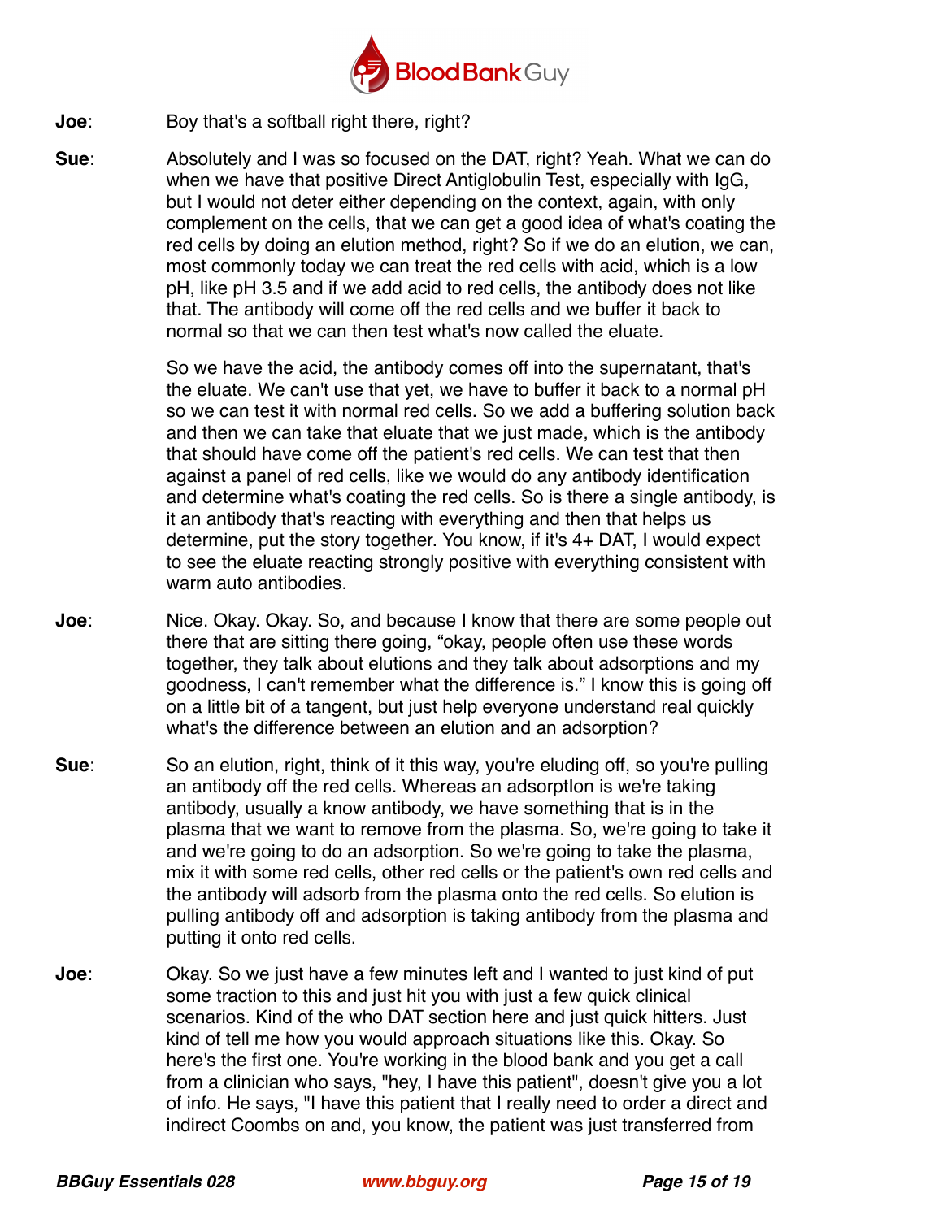**Joe**: Boy that's a softball right there, right?

**Sue**: Absolutely and I was so focused on the DAT, right? Yeah. What we can do when we have that positive Direct Antiglobulin Test, especially with IgG, but I would not deter either depending on the context, again, with only complement on the cells, that we can get a good idea of what's coating the red cells by doing an elution method, right? So if we do an elution, we can, most commonly today we can treat the red cells with acid, which is a low pH, like pH 3.5 and if we add acid to red cells, the antibody does not like that. The antibody will come off the red cells and we buffer it back to normal so that we can then test what's now called the eluate.

So we have the acid, the antibody comes off into the supernatant, that's the eluate. We can't use that yet, we have to buffer it back to a normal pH so we can test it with normal red cells. So we add a buffering solution back and then we can take that eluate that we just made, which is the antibody that should have come off the patient's red cells. We can test that then against a panel of red cells, like we would do any antibody identification and determine what's coating the red cells. So is there a single antibody, is it an antibody that's reacting with everything and then that helps us determine, put the story together. You know, if it's 4+ DAT, I would expect to see the eluate reacting strongly positive with everything consistent with warm auto antibodies.

**Joe**: Nice. Okay. Okay. So, and because I know that there are some people out there that are sitting there going, "okay, people often use these words together, they talk about elutions and they talk about adsorptions and my goodness, I can't remember what the difference is." I know this is going off on a little bit of a tangent, but just help everyone understand real quickly what's the difference between an elution and an adsorption?

**Sue**: So an elution, right, think of it this way, you're eluding off, so you're pulling an antibody off the red cells. Whereas an adsorptIon is we're taking antibody, usually a know antibody, we have something that is in the plasma that we want to remove from the plasma. So, we're going to take it and we're going to do an adsorption. So we're going to take the plasma, mix it with some red cells, other red cells or the patient's own red cells and the antibody will adsorb from the plasma onto the red cells. So elution is pulling antibody off and adsorption is taking antibody from the plasma and putting it onto red cells.

**Joe**: Okay. So we just have a few minutes left and I wanted to just kind of put some traction to this and just hit you with just a few quick clinical scenarios. Kind of the who DAT section here and just quick hitters. Just kind of tell me how you would approach situations like this. Okay. So here's the first one. You're working in the blood bank and you get a call from a clinician who says, "hey, I have this patient", doesn't give you a lot of info. He says, "I have this patient that I really need to order a direct and indirect Coombs on and, you know, the patient was just transferred from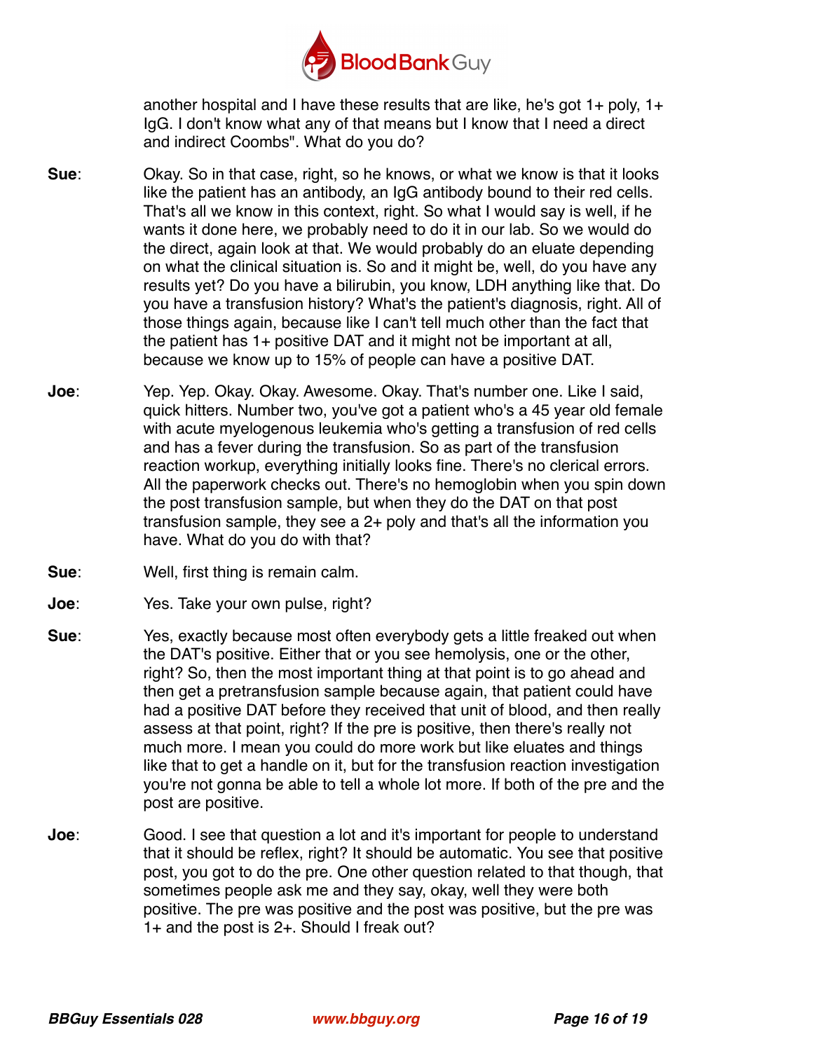another hospital and I have these results that are like, he's got 1+ poly, 1+ IgG. I don't know what any of that means but I know that I need a direct and indirect Coombs". What do you do?

**Sue**: Okay. So in that case, right, so he knows, or what we know is that it looks like the patient has an antibody, an IgG antibody bound to their red cells. That's all we know in this context, right. So what I would say is well, if he wants it done here, we probably need to do it in our lab. So we would do the direct, again look at that. We would probably do an eluate depending on what the clinical situation is. So and it might be, well, do you have any results yet? Do you have a bilirubin, you know, LDH anything like that. Do you have a transfusion history? What's the patient's diagnosis, right. All of those things again, because like I can't tell much other than the fact that the patient has 1+ positive DAT and it might not be important at all, because we know up to 15% of people can have a positive DAT.

**Joe**: Yep. Yep. Okay. Okay. Awesome. Okay. That's number one. Like I said, quick hitters. Number two, you've got a patient who's a 45 year old female with acute myelogenous leukemia who's getting a transfusion of red cells and has a fever during the transfusion. So as part of the transfusion reaction workup, everything initially looks fine. There's no clerical errors. All the paperwork checks out. There's no hemoglobin when you spin down the post transfusion sample, but when they do the DAT on that post transfusion sample, they see a 2+ poly and that's all the information you have. What do you do with that?

**Sue**: Well, first thing is remain calm.

**Joe**: Yes. Take your own pulse, right?

**Sue**: Yes, exactly because most often everybody gets a little freaked out when the DAT's positive. Either that or you see hemolysis, one or the other, right? So, then the most important thing at that point is to go ahead and then get a pretransfusion sample because again, that patient could have had a positive DAT before they received that unit of blood, and then really assess at that point, right? If the pre is positive, then there's really not much more. I mean you could do more work but like eluates and things like that to get a handle on it, but for the transfusion reaction investigation you're not gonna be able to tell a whole lot more. If both of the pre and the post are positive.

**Joe**: Good. I see that question a lot and it's important for people to understand that it should be reflex, right? It should be automatic. You see that positive post, you got to do the pre. One other question related to that though, that sometimes people ask me and they say, okay, well they were both positive. The pre was positive and the post was positive, but the pre was 1+ and the post is 2+. Should I freak out?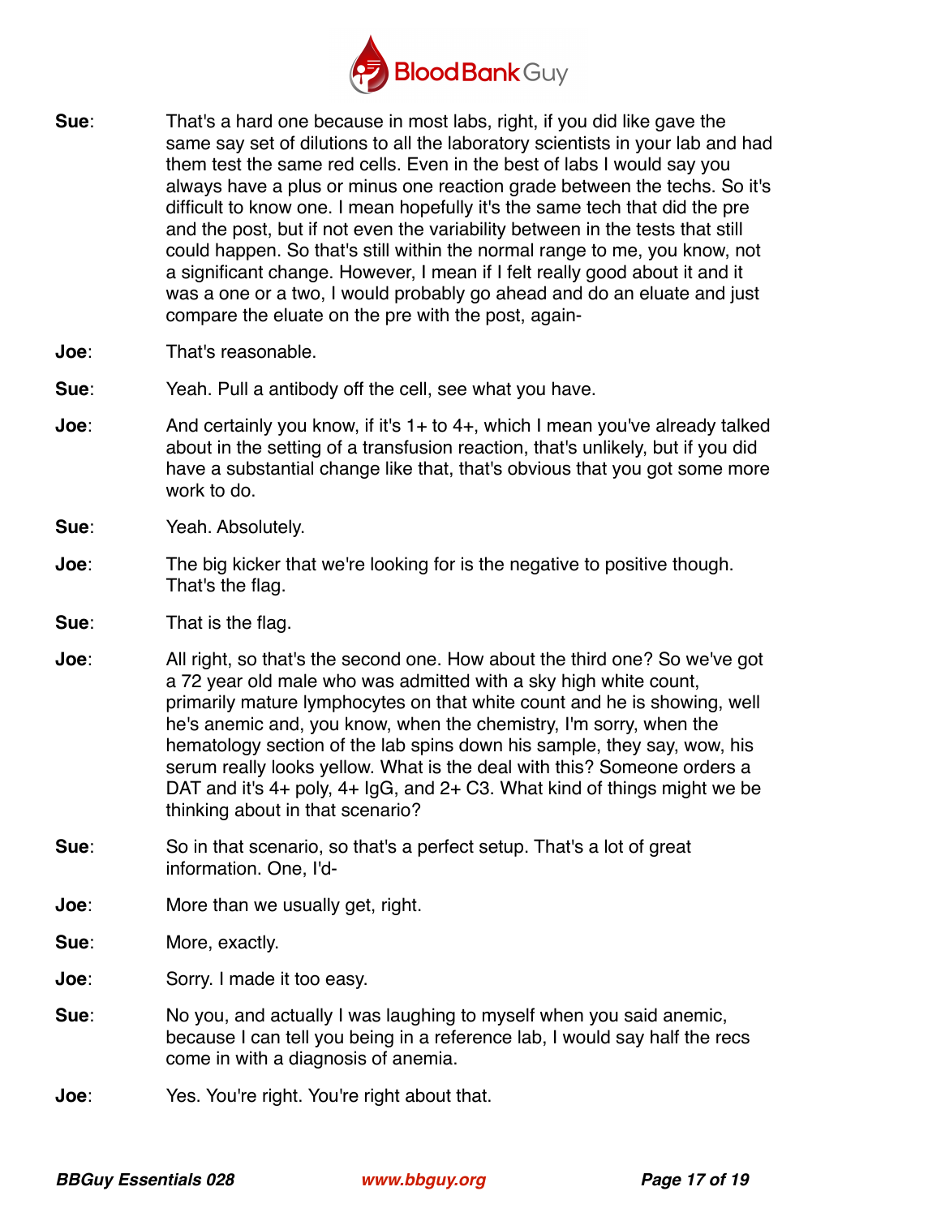**Sue**: That's a hard one because in most labs, right, if you did like gave the same say set of dilutions to all the laboratory scientists in your lab and had them test the same red cells. Even in the best of labs I would say you always have a plus or minus one reaction grade between the techs. So it's difficult to know one. I mean hopefully it's the same tech that did the pre and the post, but if not even the variability between in the tests that still could happen. So that's still within the normal range to me, you know, not a significant change. However, I mean if I felt really good about it and it was a one or a two, I would probably go ahead and do an eluate and just compare the eluate on the pre with the post, again-

**Joe**: That's reasonable.

**Sue**: Yeah. Pull a antibody off the cell, see what you have.

**Joe**: And certainly you know, if it's 1+ to 4+, which I mean you've already talked about in the setting of a transfusion reaction, that's unlikely, but if you did have a substantial change like that, that's obvious that you got some more work to do.

**Sue**: Yeah. Absolutely.

**Joe**: The big kicker that we're looking for is the negative to positive though. That's the flag.

**Sue**: That is the flag.

**Joe**: All right, so that's the second one. How about the third one? So we've got a 72 year old male who was admitted with a sky high white count, primarily mature lymphocytes on that white count and he is showing, well he's anemic and, you know, when the chemistry, I'm sorry, when the hematology section of the lab spins down his sample, they say, wow, his serum really looks yellow. What is the deal with this? Someone orders a DAT and it's 4+ poly, 4+ IgG, and 2+ C3. What kind of things might we be thinking about in that scenario?

**Sue**: So in that scenario, so that's a perfect setup. That's a lot of great information. One, I'd-

**Joe**: More than we usually get, right.

**Sue**: More, exactly.

**Joe**: Sorry. I made it too easy.

**Sue**: No you, and actually I was laughing to myself when you said anemic, because I can tell you being in a reference lab, I would say half the recs come in with a diagnosis of anemia.

**Joe**: Yes. You're right. You're right about that.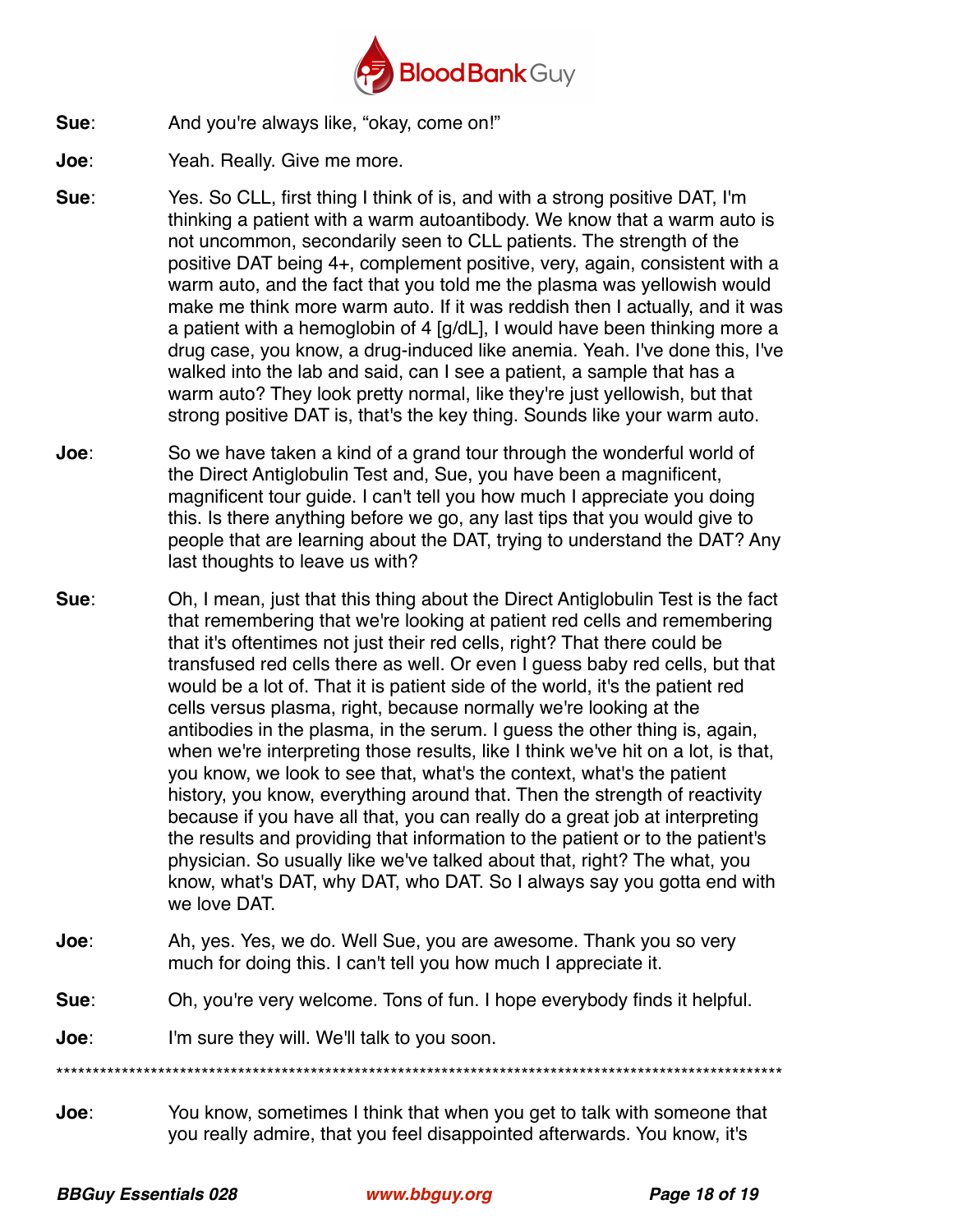**Sue**: And you're always like, "okay, come on!"

**Joe**: Yeah. Really. Give me more.

**Sue**: Yes. So CLL, first thing I think of is, and with a strong positive DAT, I'm thinking a patient with a warm autoantibody. We know that a warm auto is not uncommon, secondarily seen to CLL patients. The strength of the positive DAT being 4+, complement positive, very, again, consistent with a warm auto, and the fact that you told me the plasma was yellowish would make me think more warm auto. If it was reddish then I actually, and it was a patient with a hemoglobin of 4 [g/dL], I would have been thinking more a drug case, you know, a drug-induced like anemia. Yeah. I've done this, I've walked into the lab and said, can I see a patient, a sample that has a warm auto? They look pretty normal, like they're just yellowish, but that strong positive DAT is, that's the key thing. Sounds like your warm auto.

**Joe**: So we have taken a kind of a grand tour through the wonderful world of the Direct Antiglobulin Test and, Sue, you have been a magnificent, magnificent tour guide. I can't tell you how much I appreciate you doing this. Is there anything before we go, any last tips that you would give to people that are learning about the DAT, trying to understand the DAT? Any last thoughts to leave us with?

**Sue**: Oh, I mean, just that this thing about the Direct Antiglobulin Test is the fact that remembering that we're looking at patient red cells and remembering that it's oftentimes not just their red cells, right? That there could be transfused red cells there as well. Or even I guess baby red cells, but that would be a lot of. That it is patient side of the world, it's the patient red cells versus plasma, right, because normally we're looking at the antibodies in the plasma, in the serum. I guess the other thing is, again, when we're interpreting those results, like I think we've hit on a lot, is that, you know, we look to see that, what's the context, what's the patient history, you know, everything around that. Then the strength of reactivity because if you have all that, you can really do a great job at interpreting the results and providing that information to the patient or to the patient's physician. So usually like we've talked about that, right? The what, you know, what's DAT, why DAT, who DAT. So I always say you gotta end with we love DAT.

**Joe**: Ah, yes. Yes, we do. Well Sue, you are awesome. Thank you so very much for doing this. I can't tell you how much I appreciate it.

**Sue**: Oh, you're very welcome. Tons of fun. I hope everybody finds it helpful.

**Joe**: I'm sure they will. We'll talk to you soon.

*****************************************************************************************************

**Joe**: You know, sometimes I think that when you get to talk with someone that you really admire, that you feel disappointed afterwards. You know, it's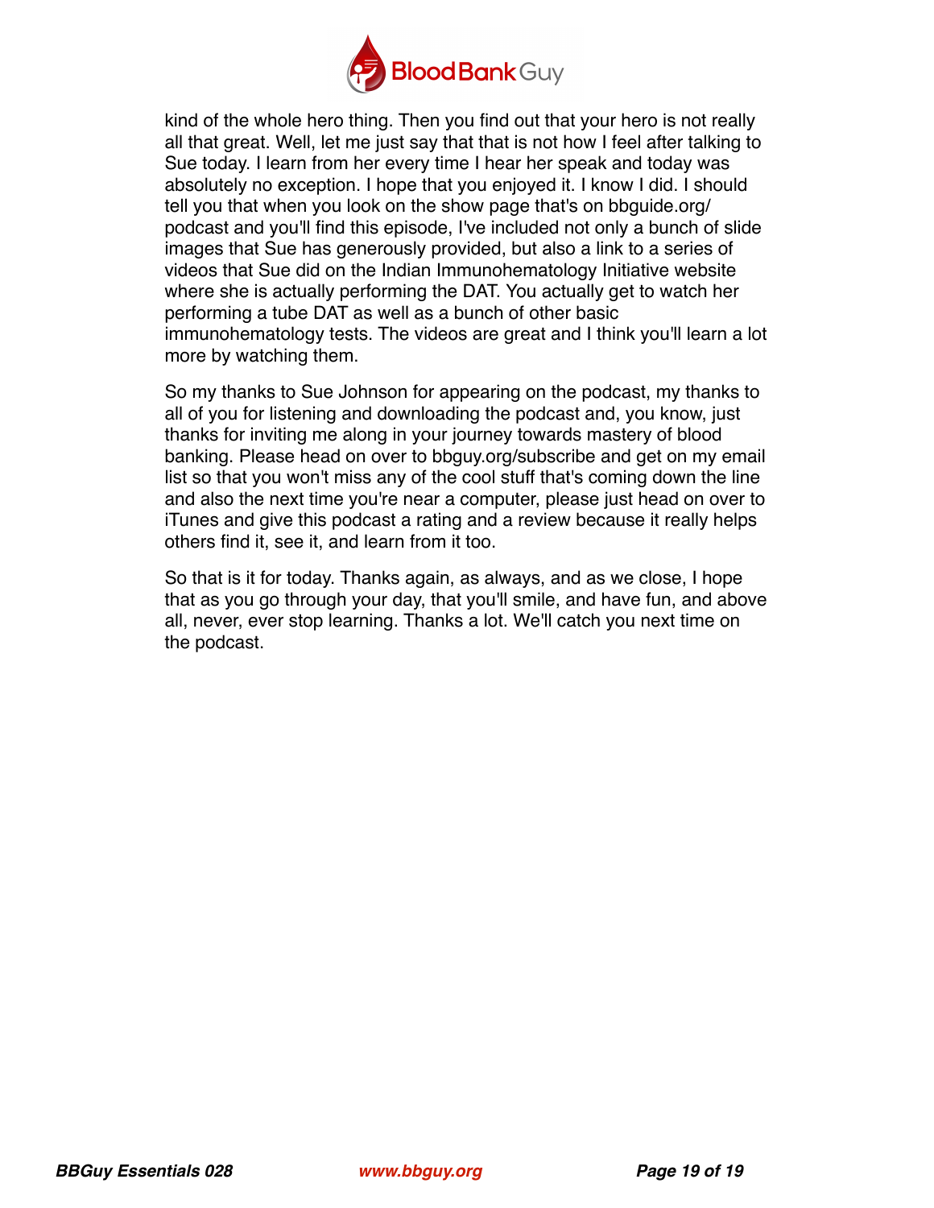kind of the whole hero thing. Then you find out that your hero is not really all that great. Well, let me just say that that is not how I feel after talking to Sue today. I learn from her every time I hear her speak and today was absolutely no exception. I hope that you enjoyed it. I know I did. I should tell you that when you look on the show page that's on bbguide.org/podcast and you'll find this episode, I've included not only a bunch of slide images that Sue has generously provided, but also a link to a series of videos that Sue did on the Indian Immunohematology Initiative website where she is actually performing the DAT. You actually get to watch her performing a tube DAT as well as a bunch of other basic immunohematology tests. The videos are great and I think you'll learn a lot more by watching them.

So my thanks to Sue Johnson for appearing on the podcast, my thanks to all of you for listening and downloading the podcast and, you know, just thanks for inviting me along in your journey towards mastery of blood banking. Please head on over to bbguy.org/subscribe and get on my email list so that you won't miss any of the cool stuff that's coming down the line and also the next time you're near a computer, please just head on over to iTunes and give this podcast a rating and a review because it really helps others find it, see it, and learn from it too.

So that is it for today. Thanks again, as always, and as we close, I hope that as you go through your day, that you'll smile, and have fun, and above all, never, ever stop learning. Thanks a lot. We'll catch you next time on the podcast.